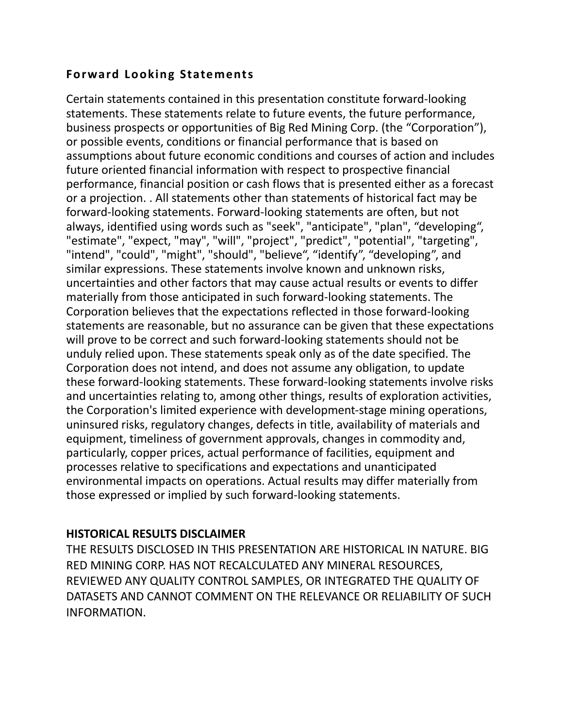## Forward Looking Statements

Certain statements contained in this presentation constitute forward-looking statements. These statements relate to future events, the future performance, business prospects or opportunities of Big Red Mining Corp. (the "Corporation"), or possible events, conditions or financial performance that is based on assumptions about future economic conditions and courses of action and includes future oriented financial information with respect to prospective financial performance, financial position or cash flows that is presented either as a forecast or a projection. . All statements other than statements of historical fact may be forward-looking statements. Forward-looking statements are often, but not always, identified using words such as "seek", "anticipate", "plan", "developing", "estimate", "expect, "may", "will", "project", "predict", "potential", "targeting", "intend", "could", "might", "should", "believe", "identify", "developing", and similar expressions. These statements involve known and unknown risks, uncertainties and other factors that may cause actual results or events to differ materially from those anticipated in such forward-looking statements. The Corporation believes that the expectations reflected in those forward-looking statements are reasonable, but no assurance can be given that these expectations will prove to be correct and such forward-looking statements should not be unduly relied upon. These statements speak only as of the date specified. The Corporation does not intend, and does not assume any obligation, to update these forward-looking statements. These forward-looking statements involve risks and uncertainties relating to, among other things, results of exploration activities, the Corporation's limited experience with development-stage mining operations, uninsured risks, regulatory changes, defects in title, availability of materials and equipment, timeliness of government approvals, changes in commodity and, particularly, copper prices, actual performance of facilities, equipment and processes relative to specifications and expectations and unanticipated environmental impacts on operations. Actual results may differ materially from those expressed or implied by such forward-looking statements.

## HISTORICAL RESULTS DISCLAIMER

THE RESULTS DISCLOSED IN THIS PRESENTATION ARE HISTORICAL IN NATURE. BIG RED MINING CORP. HAS NOT RECALCULATED ANY MINERAL RESOURCES, REVIEWED ANY QUALITY CONTROL SAMPLES, OR INTEGRATED THE QUALITY OF DATASETS AND CANNOT COMMENT ON THE RELEVANCE OR RELIABILITY OF SUCH INFORMATION.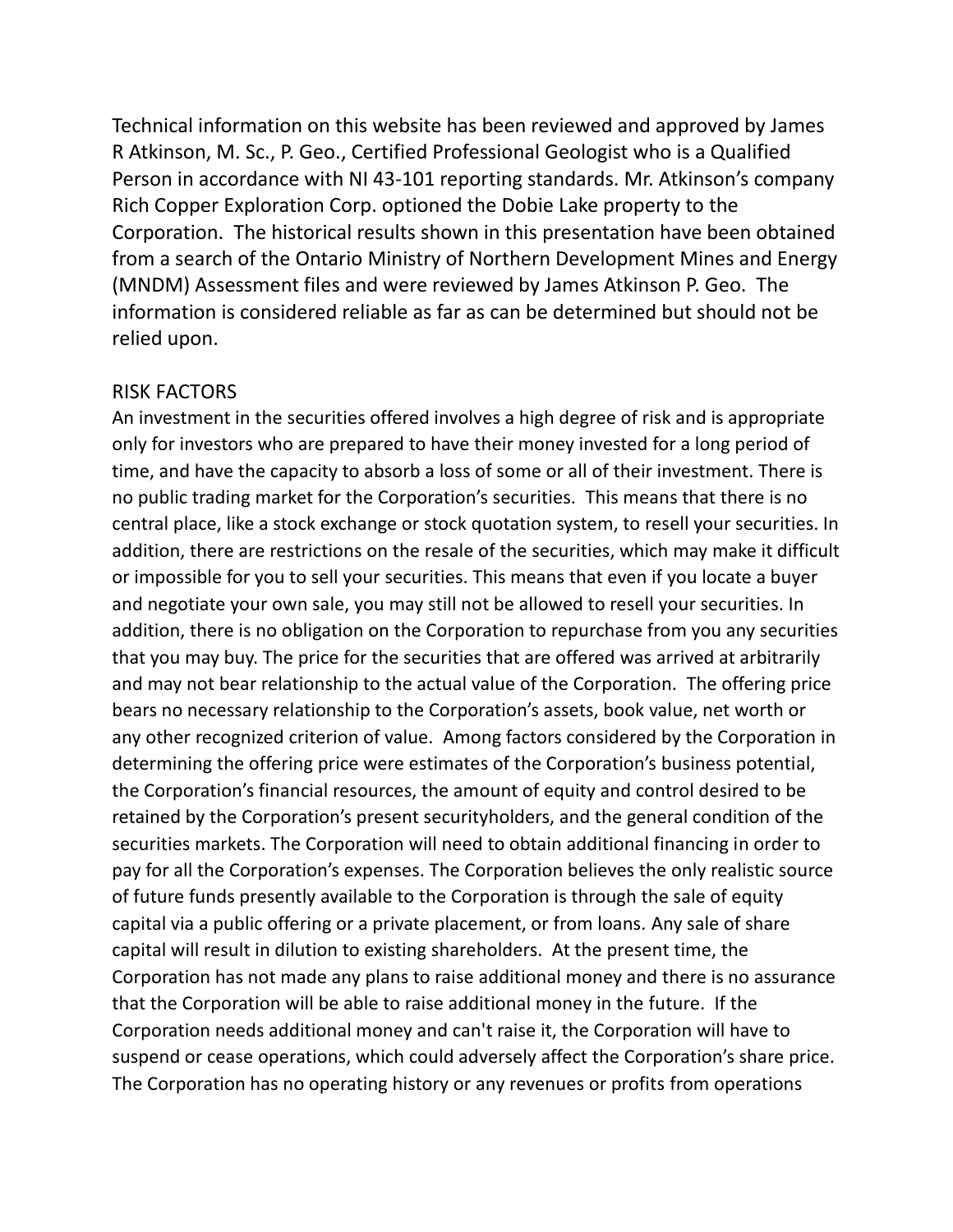Technical information on this website has been reviewed and approved by James R Atkinson, M. Sc., P. Geo., Certified Professional Geologist who is a Qualified Person in accordance with NI 43-101 reporting standards. Mr. Atkinson's company Rich Copper Exploration Corp. optioned the Dobie Lake property to the Corporation. The historical results shown in this presentation have been obtained from a search of the Ontario Ministry of Northern Development Mines and Energy (MNDM) Assessment files and were reviewed by James Atkinson P. Geo. The information is considered reliable as far as can be determined but should not be relied upon.

RISK FACTORS

An investment in the securities offered involves a high degree of risk and is appropriate only for investors who are prepared to have their money invested for a long period of time, and have the capacity to absorb a loss of some or all of their investment. There is no public trading market for the Corporation's securities. This means that there is no central place, like a stock exchange or stock quotation system, to resell your securities. In addition, there are restrictions on the resale of the securities, which may make it difficult or impossible for you to sell your securities. This means that even if you locate a buyer and negotiate your own sale, you may still not be allowed to resell your securities. In addition, there is no obligation on the Corporation to repurchase from you any securities that you may buy. The price for the securities that are offered was arrived at arbitrarily and may not bear relationship to the actual value of the Corporation. The offering price bears no necessary relationship to the Corporation's assets, book value, net worth or any other recognized criterion of value. Among factors considered by the Corporation in determining the offering price were estimates of the Corporation's business potential, the Corporation's financial resources, the amount of equity and control desired to be retained by the Corporation's present securityholders, and the general condition of the securities markets. The Corporation will need to obtain additional financing in order to pay for all the Corporation's expenses. The Corporation believes the only realistic source of future funds presently available to the Corporation is through the sale of equity capital via a public offering or a private placement, or from loans. Any sale of share capital will result in dilution to existing shareholders. At the present time, the Corporation has not made any plans to raise additional money and there is no assurance that the Corporation will be able to raise additional money in the future. If the Corporation needs additional money and can't raise it, the Corporation will have to suspend or cease operations, which could adversely affect the Corporation's share price. The Corporation has no operating history or any revenues or profits from operations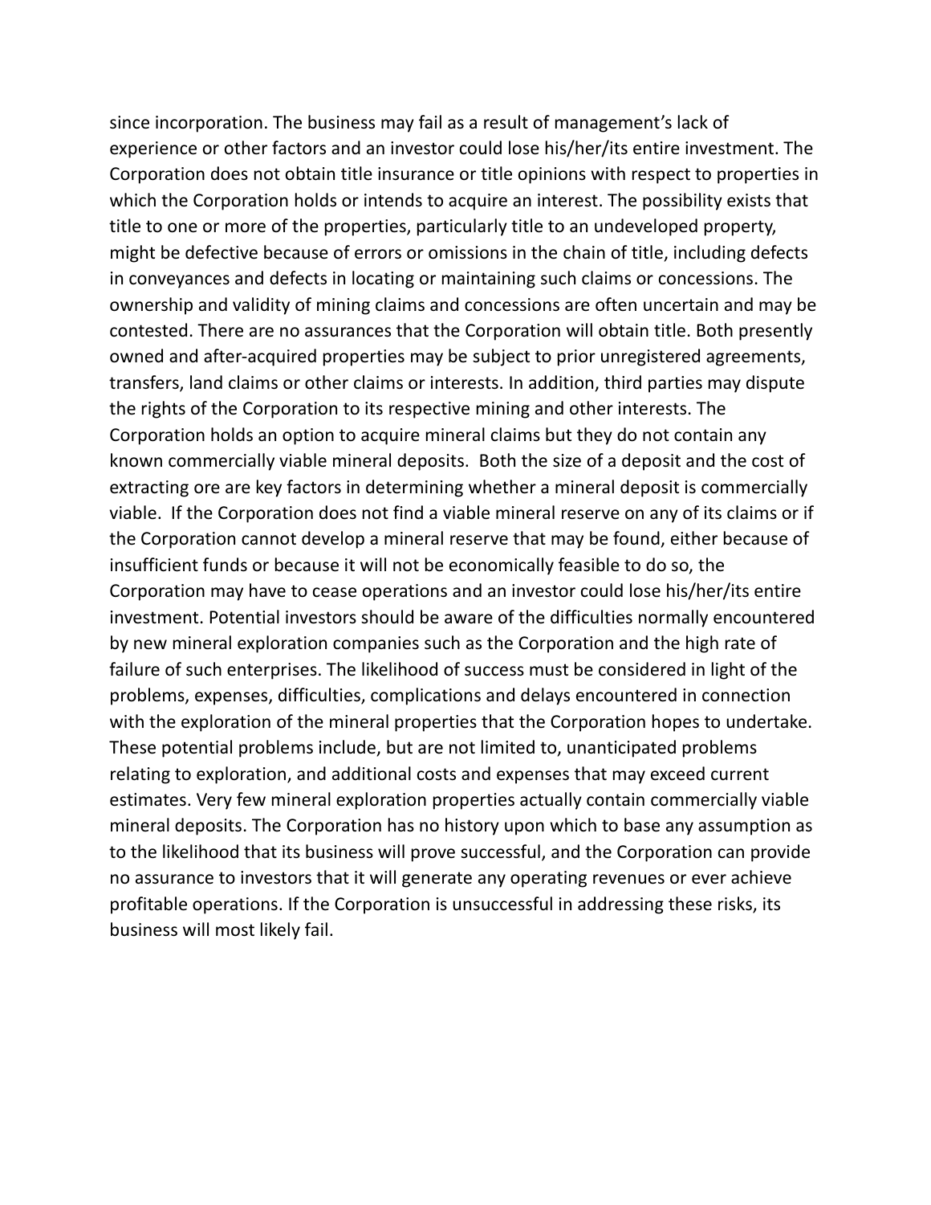since incorporation. The business may fail as a result of management's lack of experience or other factors and an investor could lose his/her/its entire investment. The Corporation does not obtain title insurance or title opinions with respect to properties in which the Corporation holds or intends to acquire an interest. The possibility exists that title to one or more of the properties, particularly title to an undeveloped property, might be defective because of errors or omissions in the chain of title, including defects in conveyances and defects in locating or maintaining such claims or concessions. The ownership and validity of mining claims and concessions are often uncertain and may be contested. There are no assurances that the Corporation will obtain title. Both presently owned and after-acquired properties may be subject to prior unregistered agreements, transfers, land claims or other claims or interests. In addition, third parties may dispute the rights of the Corporation to its respective mining and other interests. The Corporation holds an option to acquire mineral claims but they do not contain any known commercially viable mineral deposits. Both the size of a deposit and the cost of extracting ore are key factors in determining whether a mineral deposit is commercially viable. If the Corporation does not find a viable mineral reserve on any of its claims or if the Corporation cannot develop a mineral reserve that may be found, either because of insufficient funds or because it will not be economically feasible to do so, the Corporation may have to cease operations and an investor could lose his/her/its entire investment. Potential investors should be aware of the difficulties normally encountered by new mineral exploration companies such as the Corporation and the high rate of failure of such enterprises. The likelihood of success must be considered in light of the problems, expenses, difficulties, complications and delays encountered in connection with the exploration of the mineral properties that the Corporation hopes to undertake. These potential problems include, but are not limited to, unanticipated problems relating to exploration, and additional costs and expenses that may exceed current estimates. Very few mineral exploration properties actually contain commercially viable mineral deposits. The Corporation has no history upon which to base any assumption as to the likelihood that its business will prove successful, and the Corporation can provide no assurance to investors that it will generate any operating revenues or ever achieve profitable operations. If the Corporation is unsuccessful in addressing these risks, its business will most likely fail.